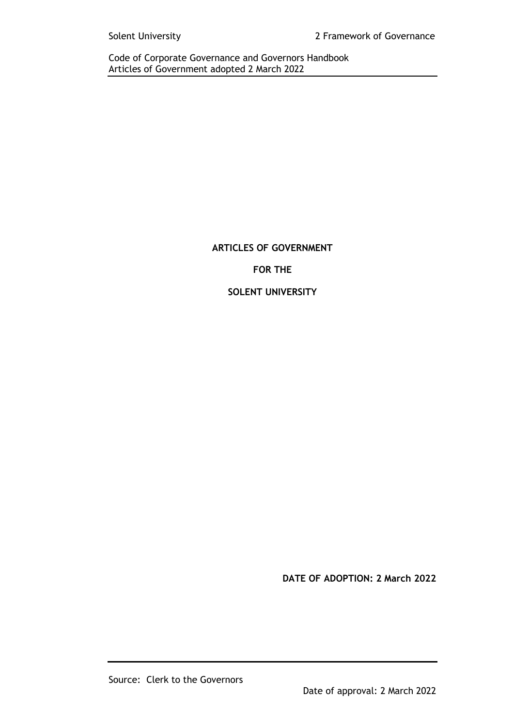# ARTICLES OF GOVERNMENT

# FOR THE

# SOLENT UNIVERSITY

**DATE OF ADOPTION: 2 March 2022**

Source: Clerk to the Governors

Date of approval: 2 March 2022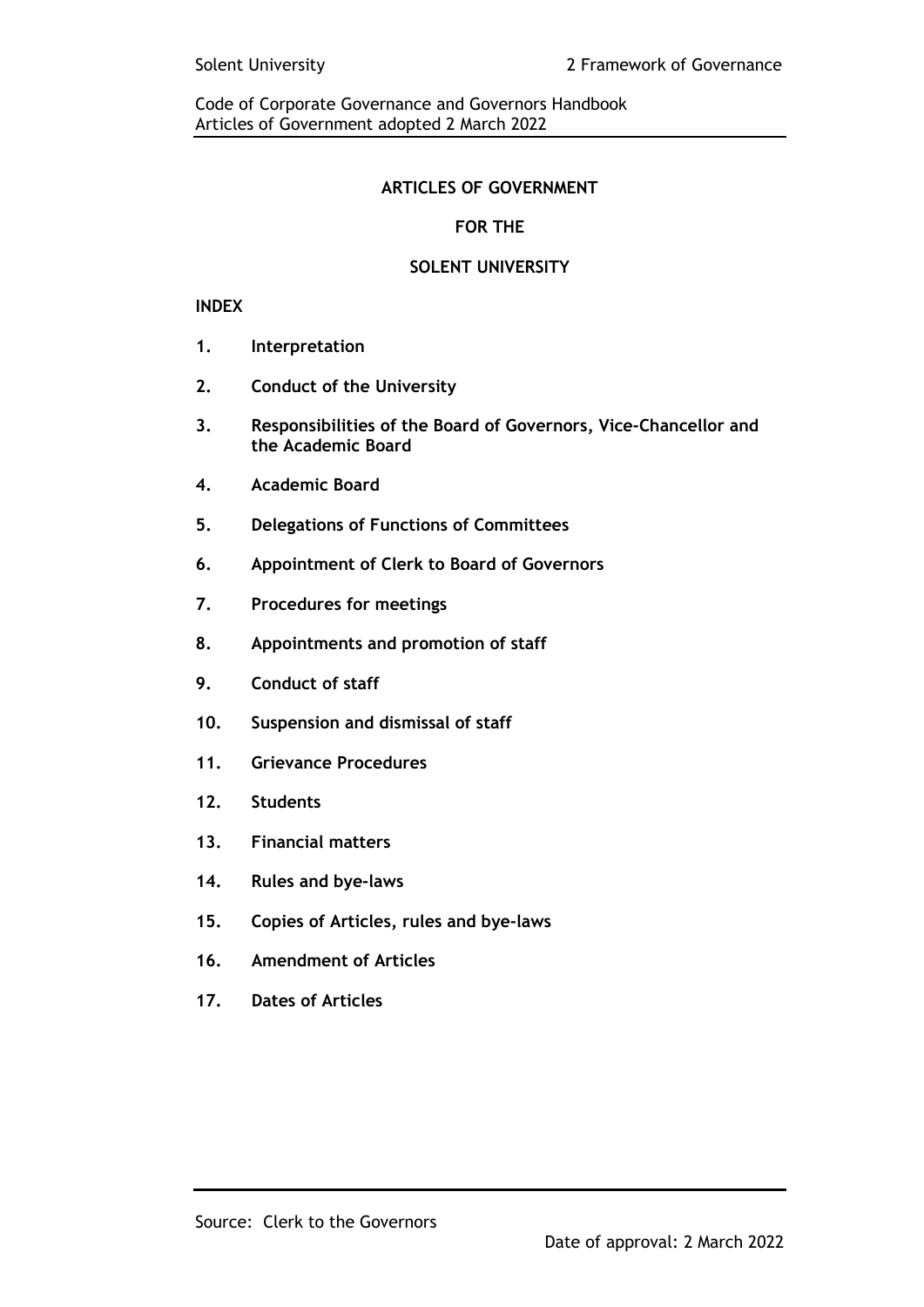# ARTICLES OF GOVERNMENT

## FOR THE

## SOLENT UNIVERSITY

**INDEX**

1. **Interpretation**
2. **Conduct of the University**
3. **Responsibilities of the Board of Governors, Vice-Chancellor and the Academic Board**
4. **Academic Board**
5. **Delegations of Functions of Committees**
6. **Appointment of Clerk to Board of Governors**
7. **Procedures for meetings**
8. **Appointments and promotion of staff**
9. **Conduct of staff**
10. **Suspension and dismissal of staff**
11. **Grievance Procedures**
12. **Students**
13. **Financial matters**
14. **Rules and bye-laws**
15. **Copies of Articles, rules and bye-laws**
16. **Amendment of Articles**
17. **Dates of Articles**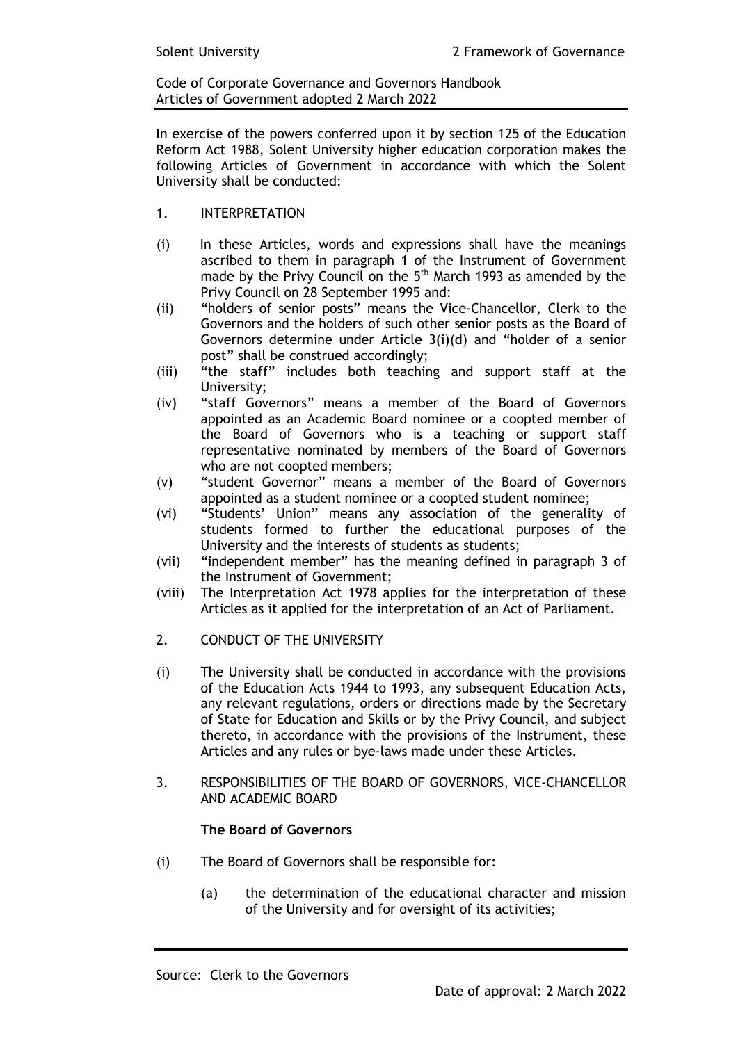Code of Corporate Governance and Governors Handbook
Articles of Government adopted 2 March 2022

In exercise of the powers conferred upon it by section 125 of the Education Reform Act 1988, Solent University higher education corporation makes the following Articles of Government in accordance with which the Solent University shall be conducted:

1. INTERPRETATION

(i) In these Articles, words and expressions shall have the meanings ascribed to them in paragraph 1 of the Instrument of Government made by the Privy Council on the 5th March 1993 as amended by the Privy Council on 28 September 1995 and:

(ii) "holders of senior posts" means the Vice-Chancellor, Clerk to the Governors and the holders of such other senior posts as the Board of Governors determine under Article 3(i)(d) and "holder of a senior post" shall be construed accordingly;

(iii) "the staff" includes both teaching and support staff at the University;

(iv) "staff Governors" means a member of the Board of Governors appointed as an Academic Board nominee or a coopted member of the Board of Governors who is a teaching or support staff representative nominated by members of the Board of Governors who are not coopted members;

(v) "student Governor" means a member of the Board of Governors appointed as a student nominee or a coopted student nominee;

(vi) "Students' Union" means any association of the generality of students formed to further the educational purposes of the University and the interests of students as students;

(vii) "independent member" has the meaning defined in paragraph 3 of the Instrument of Government;

(viii) The Interpretation Act 1978 applies for the interpretation of these Articles as it applied for the interpretation of an Act of Parliament.

2. CONDUCT OF THE UNIVERSITY

(i) The University shall be conducted in accordance with the provisions of the Education Acts 1944 to 1993, any subsequent Education Acts, any relevant regulations, orders or directions made by the Secretary of State for Education and Skills or by the Privy Council, and subject thereto, in accordance with the provisions of the Instrument, these Articles and any rules or bye-laws made under these Articles.

3. RESPONSIBILITIES OF THE BOARD OF GOVERNORS, VICE-CHANCELLOR AND ACADEMIC BOARD

**The Board of Governors**

(i) The Board of Governors shall be responsible for:

 (a) the determination of the educational character and mission of the University and for oversight of its activities;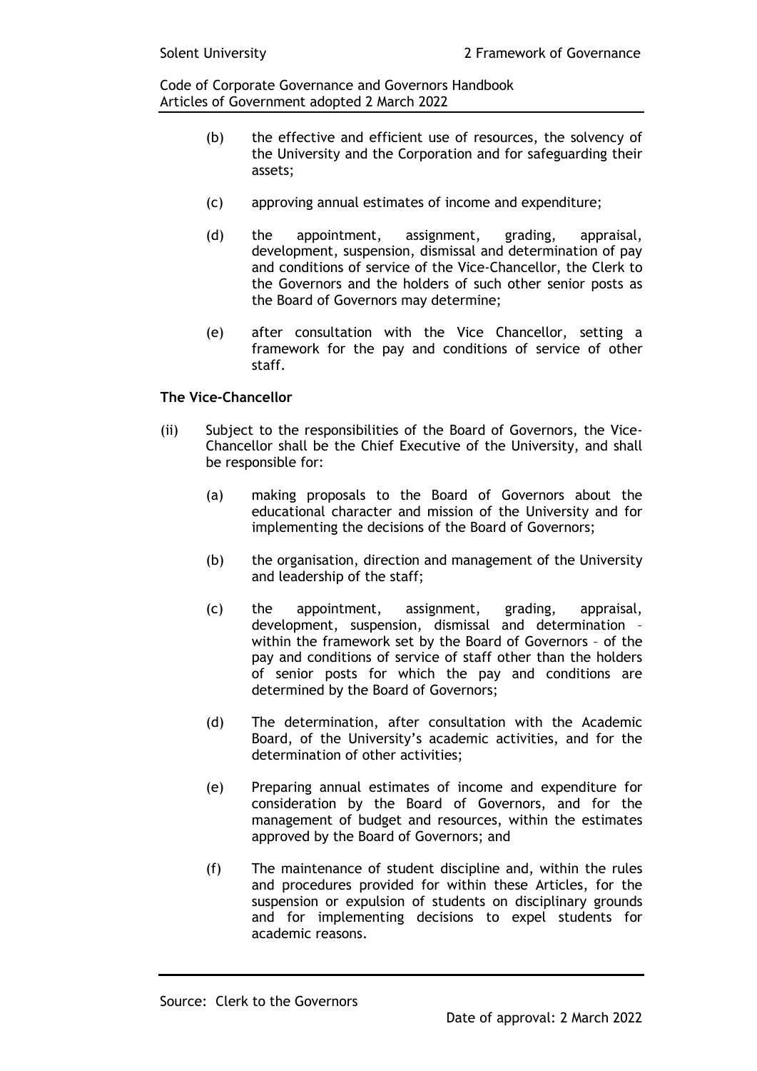(b) the effective and efficient use of resources, the solvency of the University and the Corporation and for safeguarding their assets;

(c) approving annual estimates of income and expenditure;

(d) the appointment, assignment, grading, appraisal, development, suspension, dismissal and determination of pay and conditions of service of the Vice-Chancellor, the Clerk to the Governors and the holders of such other senior posts as the Board of Governors may determine;

(e) after consultation with the Vice Chancellor, setting a framework for the pay and conditions of service of other staff.

**The Vice-Chancellor**

(ii) Subject to the responsibilities of the Board of Governors, the Vice-Chancellor shall be the Chief Executive of the University, and shall be responsible for:

(a) making proposals to the Board of Governors about the educational character and mission of the University and for implementing the decisions of the Board of Governors;

(b) the organisation, direction and management of the University and leadership of the staff;

(c) the appointment, assignment, grading, appraisal, development, suspension, dismissal and determination – within the framework set by the Board of Governors – of the pay and conditions of service of staff other than the holders of senior posts for which the pay and conditions are determined by the Board of Governors;

(d) The determination, after consultation with the Academic Board, of the University's academic activities, and for the determination of other activities;

(e) Preparing annual estimates of income and expenditure for consideration by the Board of Governors, and for the management of budget and resources, within the estimates approved by the Board of Governors; and

(f) The maintenance of student discipline and, within the rules and procedures provided for within these Articles, for the suspension or expulsion of students on disciplinary grounds and for implementing decisions to expel students for academic reasons.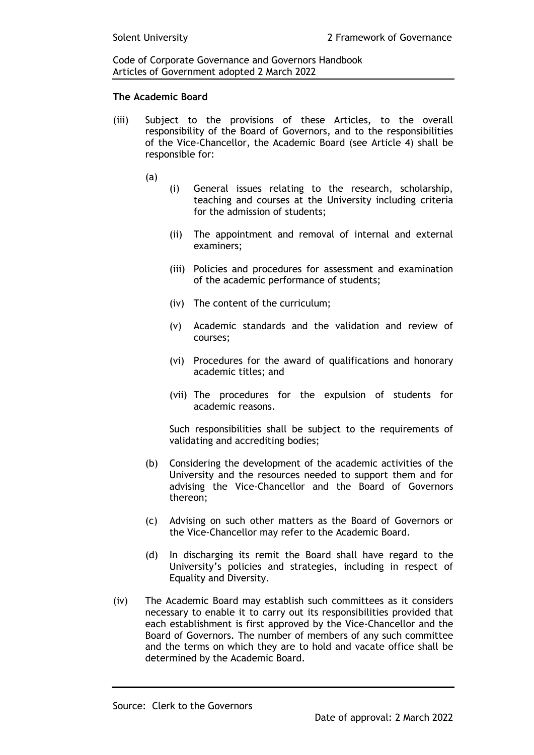**The Academic Board**

(iii) Subject to the provisions of these Articles, to the overall responsibility of the Board of Governors, and to the responsibilities of the Vice-Chancellor, the Academic Board (see Article 4) shall be responsible for:

  (a)

   (i) General issues relating to the research, scholarship, teaching and courses at the University including criteria for the admission of students;

   (ii) The appointment and removal of internal and external examiners;

   (iii) Policies and procedures for assessment and examination of the academic performance of students;

   (iv) The content of the curriculum;

   (v) Academic standards and the validation and review of courses;

   (vi) Procedures for the award of qualifications and honorary academic titles; and

   (vii) The procedures for the expulsion of students for academic reasons.

  Such responsibilities shall be subject to the requirements of validating and accrediting bodies;

  (b) Considering the development of the academic activities of the University and the resources needed to support them and for advising the Vice-Chancellor and the Board of Governors thereon;

  (c) Advising on such other matters as the Board of Governors or the Vice-Chancellor may refer to the Academic Board.

  (d) In discharging its remit the Board shall have regard to the University's policies and strategies, including in respect of Equality and Diversity.

(iv) The Academic Board may establish such committees as it considers necessary to enable it to carry out its responsibilities provided that each establishment is first approved by the Vice-Chancellor and the Board of Governors. The number of members of any such committee and the terms on which they are to hold and vacate office shall be determined by the Academic Board.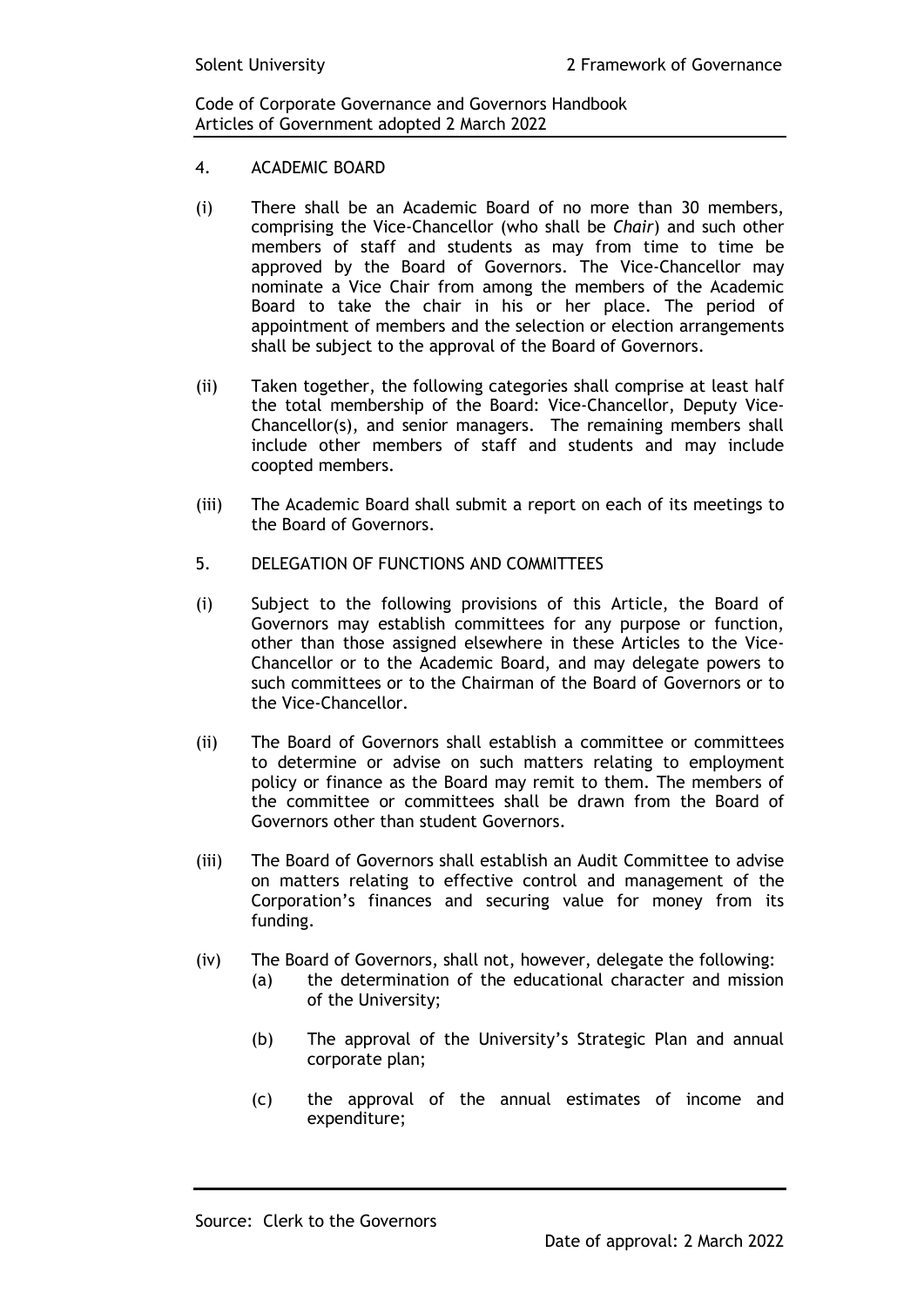## 4. ACADEMIC BOARD

(i) There shall be an Academic Board of no more than 30 members, comprising the Vice-Chancellor (who shall be *Chair*) and such other members of staff and students as may from time to time be approved by the Board of Governors. The Vice-Chancellor may nominate a Vice Chair from among the members of the Academic Board to take the chair in his or her place. The period of appointment of members and the selection or election arrangements shall be subject to the approval of the Board of Governors.

(ii) Taken together, the following categories shall comprise at least half the total membership of the Board: Vice-Chancellor, Deputy Vice-Chancellor(s), and senior managers. The remaining members shall include other members of staff and students and may include coopted members.

(iii) The Academic Board shall submit a report on each of its meetings to the Board of Governors.

## 5. DELEGATION OF FUNCTIONS AND COMMITTEES

(i) Subject to the following provisions of this Article, the Board of Governors may establish committees for any purpose or function, other than those assigned elsewhere in these Articles to the Vice-Chancellor or to the Academic Board, and may delegate powers to such committees or to the Chairman of the Board of Governors or to the Vice-Chancellor.

(ii) The Board of Governors shall establish a committee or committees to determine or advise on such matters relating to employment policy or finance as the Board may remit to them. The members of the committee or committees shall be drawn from the Board of Governors other than student Governors.

(iii) The Board of Governors shall establish an Audit Committee to advise on matters relating to effective control and management of the Corporation's finances and securing value for money from its funding.

(iv) The Board of Governors, shall not, however, delegate the following:

 (a) the determination of the educational character and mission of the University;

 (b) The approval of the University's Strategic Plan and annual corporate plan;

 (c) the approval of the annual estimates of income and expenditure;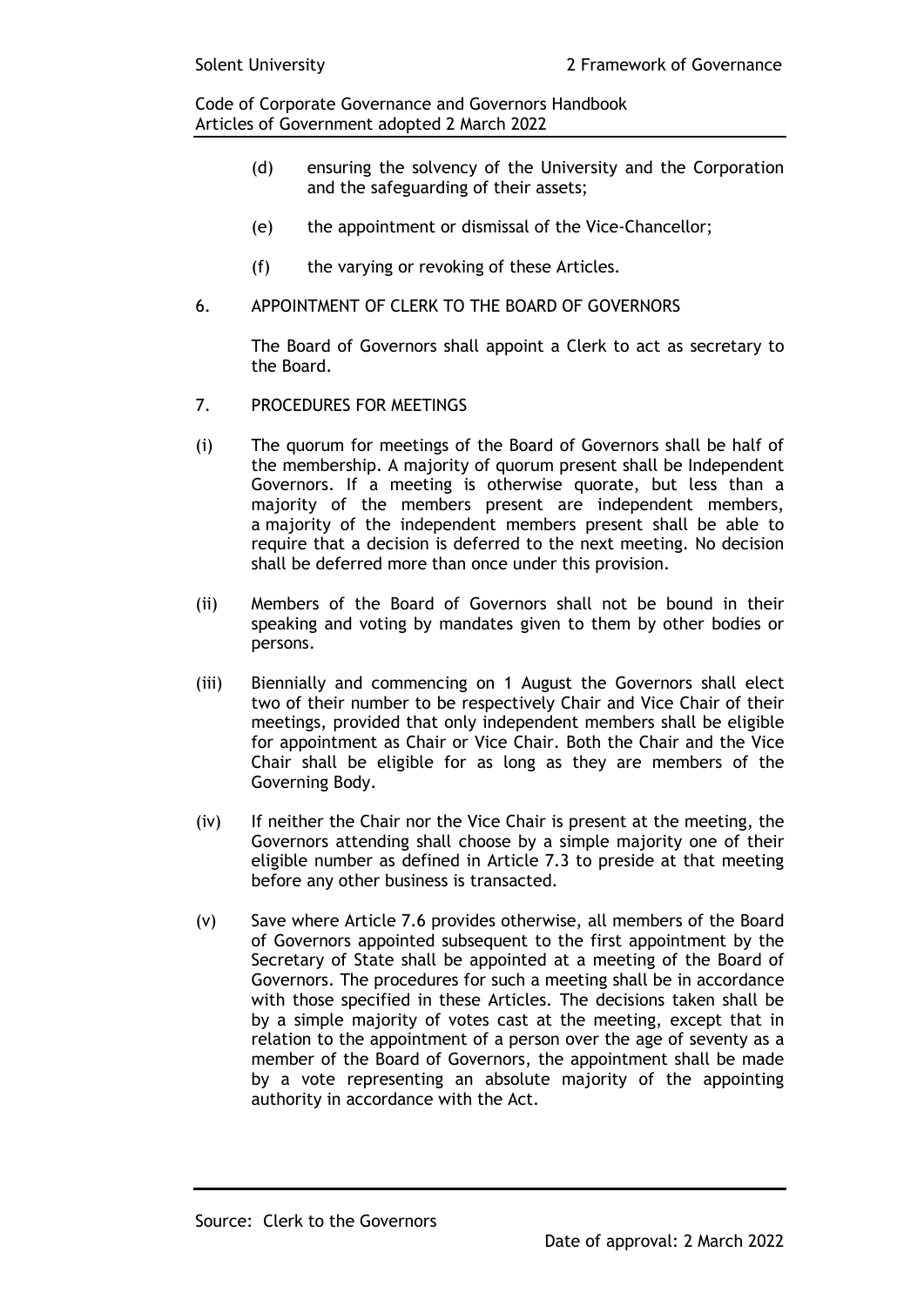(d) ensuring the solvency of the University and the Corporation and the safeguarding of their assets;

(e) the appointment or dismissal of the Vice-Chancellor;

(f) the varying or revoking of these Articles.

## 6. APPOINTMENT OF CLERK TO THE BOARD OF GOVERNORS

The Board of Governors shall appoint a Clerk to act as secretary to the Board.

## 7. PROCEDURES FOR MEETINGS

(i) The quorum for meetings of the Board of Governors shall be half of the membership. A majority of quorum present shall be Independent Governors. If a meeting is otherwise quorate, but less than a majority of the members present are independent members, a majority of the independent members present shall be able to require that a decision is deferred to the next meeting. No decision shall be deferred more than once under this provision.

(ii) Members of the Board of Governors shall not be bound in their speaking and voting by mandates given to them by other bodies or persons.

(iii) Biennially and commencing on 1 August the Governors shall elect two of their number to be respectively Chair and Vice Chair of their meetings, provided that only independent members shall be eligible for appointment as Chair or Vice Chair. Both the Chair and the Vice Chair shall be eligible for as long as they are members of the Governing Body.

(iv) If neither the Chair nor the Vice Chair is present at the meeting, the Governors attending shall choose by a simple majority one of their eligible number as defined in Article 7.3 to preside at that meeting before any other business is transacted.

(v) Save where Article 7.6 provides otherwise, all members of the Board of Governors appointed subsequent to the first appointment by the Secretary of State shall be appointed at a meeting of the Board of Governors. The procedures for such a meeting shall be in accordance with those specified in these Articles. The decisions taken shall be by a simple majority of votes cast at the meeting, except that in relation to the appointment of a person over the age of seventy as a member of the Board of Governors, the appointment shall be made by a vote representing an absolute majority of the appointing authority in accordance with the Act.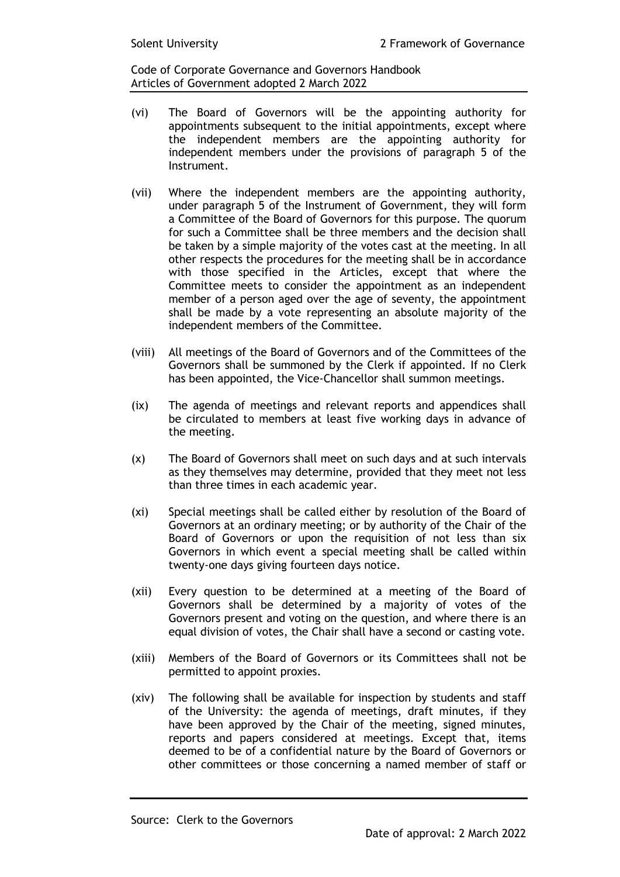(vi) The Board of Governors will be the appointing authority for appointments subsequent to the initial appointments, except where the independent members are the appointing authority for independent members under the provisions of paragraph 5 of the Instrument.

(vii) Where the independent members are the appointing authority, under paragraph 5 of the Instrument of Government, they will form a Committee of the Board of Governors for this purpose. The quorum for such a Committee shall be three members and the decision shall be taken by a simple majority of the votes cast at the meeting. In all other respects the procedures for the meeting shall be in accordance with those specified in the Articles, except that where the Committee meets to consider the appointment as an independent member of a person aged over the age of seventy, the appointment shall be made by a vote representing an absolute majority of the independent members of the Committee.

(viii) All meetings of the Board of Governors and of the Committees of the Governors shall be summoned by the Clerk if appointed. If no Clerk has been appointed, the Vice-Chancellor shall summon meetings.

(ix) The agenda of meetings and relevant reports and appendices shall be circulated to members at least five working days in advance of the meeting.

(x) The Board of Governors shall meet on such days and at such intervals as they themselves may determine, provided that they meet not less than three times in each academic year.

(xi) Special meetings shall be called either by resolution of the Board of Governors at an ordinary meeting; or by authority of the Chair of the Board of Governors or upon the requisition of not less than six Governors in which event a special meeting shall be called within twenty-one days giving fourteen days notice.

(xii) Every question to be determined at a meeting of the Board of Governors shall be determined by a majority of votes of the Governors present and voting on the question, and where there is an equal division of votes, the Chair shall have a second or casting vote.

(xiii) Members of the Board of Governors or its Committees shall not be permitted to appoint proxies.

(xiv) The following shall be available for inspection by students and staff of the University: the agenda of meetings, draft minutes, if they have been approved by the Chair of the meeting, signed minutes, reports and papers considered at meetings. Except that, items deemed to be of a confidential nature by the Board of Governors or other committees or those concerning a named member of staff or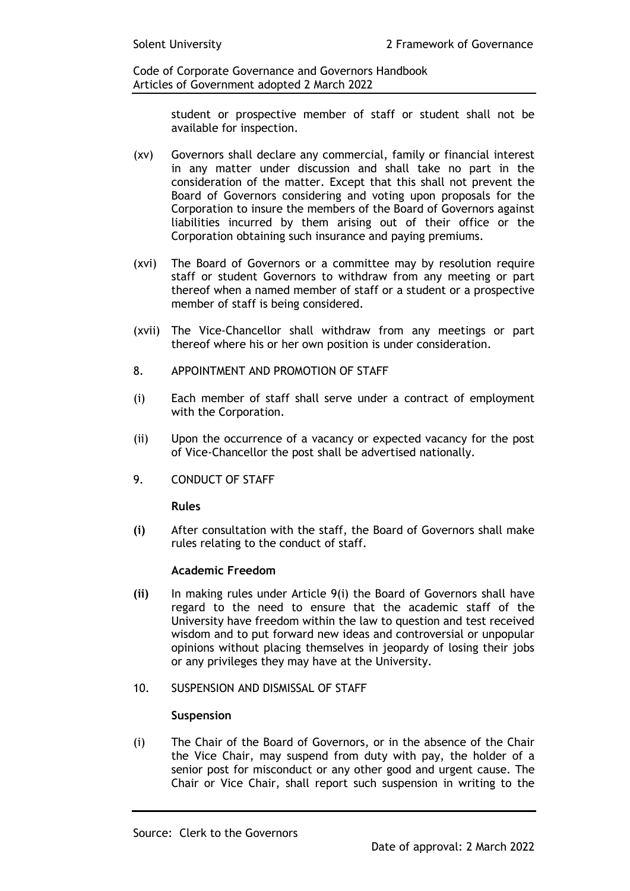student or prospective member of staff or student shall not be available for inspection.

(xv) Governors shall declare any commercial, family or financial interest in any matter under discussion and shall take no part in the consideration of the matter. Except that this shall not prevent the Board of Governors considering and voting upon proposals for the Corporation to insure the members of the Board of Governors against liabilities incurred by them arising out of their office or the Corporation obtaining such insurance and paying premiums.

(xvi) The Board of Governors or a committee may by resolution require staff or student Governors to withdraw from any meeting or part thereof when a named member of staff or a student or a prospective member of staff is being considered.

(xvii) The Vice-Chancellor shall withdraw from any meetings or part thereof where his or her own position is under consideration.

8. APPOINTMENT AND PROMOTION OF STAFF

(i) Each member of staff shall serve under a contract of employment with the Corporation.

(ii) Upon the occurrence of a vacancy or expected vacancy for the post of Vice-Chancellor the post shall be advertised nationally.

9. CONDUCT OF STAFF

**Rules**

**(i)** After consultation with the staff, the Board of Governors shall make rules relating to the conduct of staff.

**Academic Freedom**

**(ii)** In making rules under Article 9(i) the Board of Governors shall have regard to the need to ensure that the academic staff of the University have freedom within the law to question and test received wisdom and to put forward new ideas and controversial or unpopular opinions without placing themselves in jeopardy of losing their jobs or any privileges they may have at the University.

10. SUSPENSION AND DISMISSAL OF STAFF

**Suspension**

(i) The Chair of the Board of Governors, or in the absence of the Chair the Vice Chair, may suspend from duty with pay, the holder of a senior post for misconduct or any other good and urgent cause. The Chair or Vice Chair, shall report such suspension in writing to the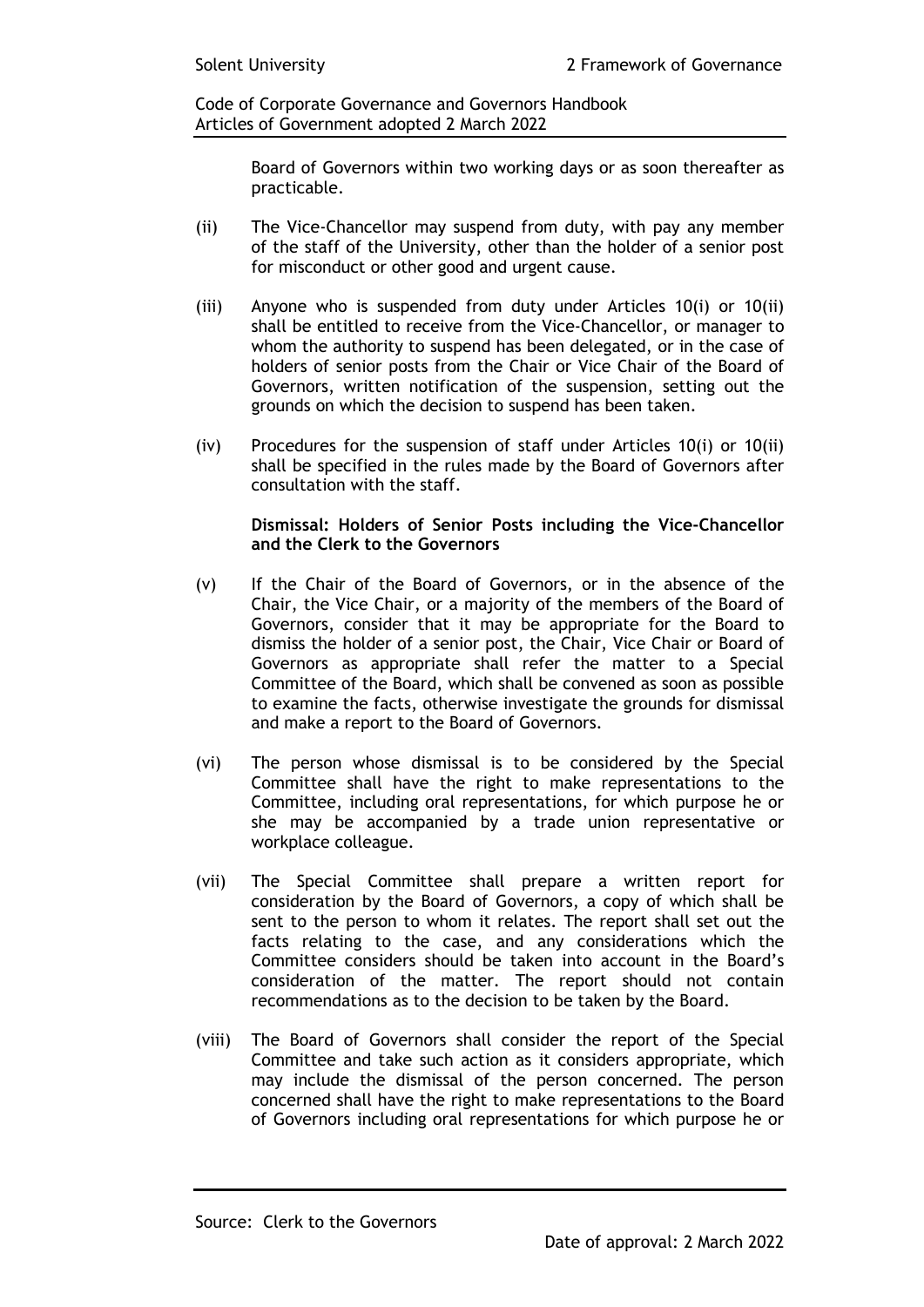Board of Governors within two working days or as soon thereafter as practicable.

(ii) The Vice-Chancellor may suspend from duty, with pay any member of the staff of the University, other than the holder of a senior post for misconduct or other good and urgent cause.

(iii) Anyone who is suspended from duty under Articles 10(i) or 10(ii) shall be entitled to receive from the Vice-Chancellor, or manager to whom the authority to suspend has been delegated, or in the case of holders of senior posts from the Chair or Vice Chair of the Board of Governors, written notification of the suspension, setting out the grounds on which the decision to suspend has been taken.

(iv) Procedures for the suspension of staff under Articles 10(i) or 10(ii) shall be specified in the rules made by the Board of Governors after consultation with the staff.

**Dismissal: Holders of Senior Posts including the Vice-Chancellor and the Clerk to the Governors**

(v) If the Chair of the Board of Governors, or in the absence of the Chair, the Vice Chair, or a majority of the members of the Board of Governors, consider that it may be appropriate for the Board to dismiss the holder of a senior post, the Chair, Vice Chair or Board of Governors as appropriate shall refer the matter to a Special Committee of the Board, which shall be convened as soon as possible to examine the facts, otherwise investigate the grounds for dismissal and make a report to the Board of Governors.

(vi) The person whose dismissal is to be considered by the Special Committee shall have the right to make representations to the Committee, including oral representations, for which purpose he or she may be accompanied by a trade union representative or workplace colleague.

(vii) The Special Committee shall prepare a written report for consideration by the Board of Governors, a copy of which shall be sent to the person to whom it relates. The report shall set out the facts relating to the case, and any considerations which the Committee considers should be taken into account in the Board's consideration of the matter. The report should not contain recommendations as to the decision to be taken by the Board.

(viii) The Board of Governors shall consider the report of the Special Committee and take such action as it considers appropriate, which may include the dismissal of the person concerned. The person concerned shall have the right to make representations to the Board of Governors including oral representations for which purpose he or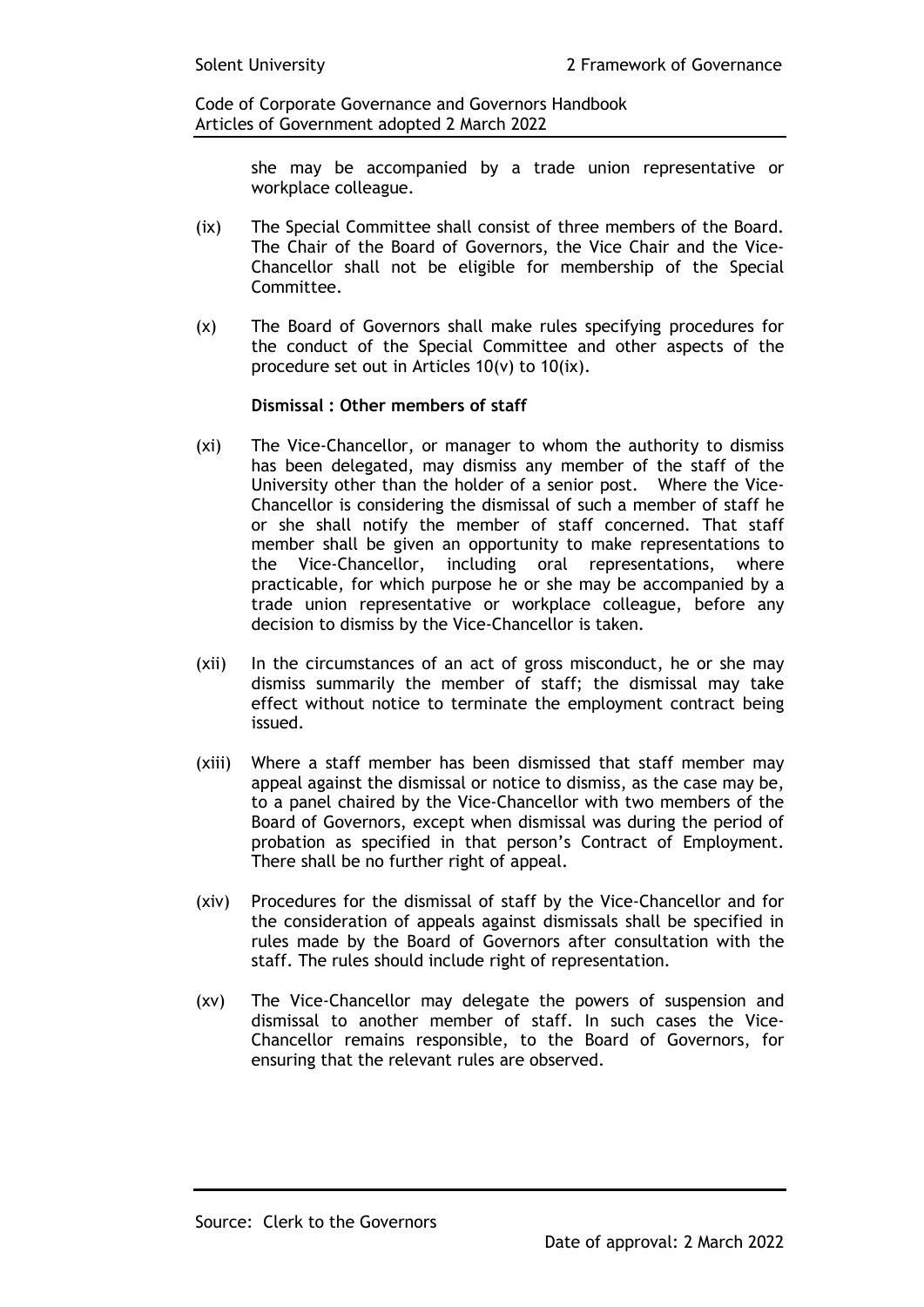she may be accompanied by a trade union representative or workplace colleague.

(ix) The Special Committee shall consist of three members of the Board. The Chair of the Board of Governors, the Vice Chair and the Vice-Chancellor shall not be eligible for membership of the Special Committee.

(x) The Board of Governors shall make rules specifying procedures for the conduct of the Special Committee and other aspects of the procedure set out in Articles 10(v) to 10(ix).

**Dismissal : Other members of staff**

(xi) The Vice-Chancellor, or manager to whom the authority to dismiss has been delegated, may dismiss any member of the staff of the University other than the holder of a senior post. Where the Vice-Chancellor is considering the dismissal of such a member of staff he or she shall notify the member of staff concerned. That staff member shall be given an opportunity to make representations to the Vice-Chancellor, including oral representations, where practicable, for which purpose he or she may be accompanied by a trade union representative or workplace colleague, before any decision to dismiss by the Vice-Chancellor is taken.

(xii) In the circumstances of an act of gross misconduct, he or she may dismiss summarily the member of staff; the dismissal may take effect without notice to terminate the employment contract being issued.

(xiii) Where a staff member has been dismissed that staff member may appeal against the dismissal or notice to dismiss, as the case may be, to a panel chaired by the Vice-Chancellor with two members of the Board of Governors, except when dismissal was during the period of probation as specified in that person's Contract of Employment. There shall be no further right of appeal.

(xiv) Procedures for the dismissal of staff by the Vice-Chancellor and for the consideration of appeals against dismissals shall be specified in rules made by the Board of Governors after consultation with the staff. The rules should include right of representation.

(xv) The Vice-Chancellor may delegate the powers of suspension and dismissal to another member of staff. In such cases the Vice-Chancellor remains responsible, to the Board of Governors, for ensuring that the relevant rules are observed.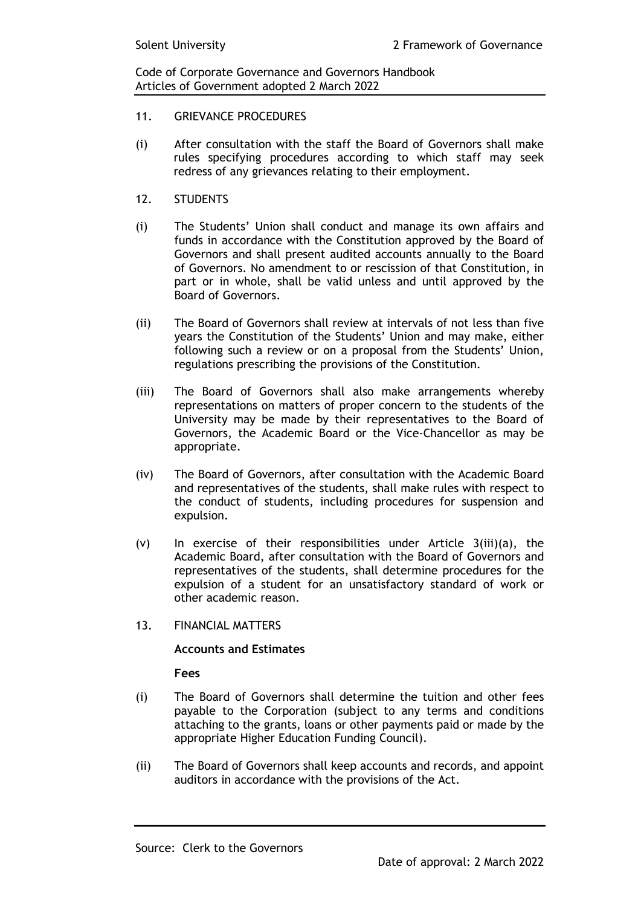## 11. GRIEVANCE PROCEDURES

(i) After consultation with the staff the Board of Governors shall make rules specifying procedures according to which staff may seek redress of any grievances relating to their employment.

## 12. STUDENTS

(i) The Students' Union shall conduct and manage its own affairs and funds in accordance with the Constitution approved by the Board of Governors and shall present audited accounts annually to the Board of Governors. No amendment to or rescission of that Constitution, in part or in whole, shall be valid unless and until approved by the Board of Governors.

(ii) The Board of Governors shall review at intervals of not less than five years the Constitution of the Students' Union and may make, either following such a review or on a proposal from the Students' Union, regulations prescribing the provisions of the Constitution.

(iii) The Board of Governors shall also make arrangements whereby representations on matters of proper concern to the students of the University may be made by their representatives to the Board of Governors, the Academic Board or the Vice-Chancellor as may be appropriate.

(iv) The Board of Governors, after consultation with the Academic Board and representatives of the students, shall make rules with respect to the conduct of students, including procedures for suspension and expulsion.

(v) In exercise of their responsibilities under Article 3(iii)(a), the Academic Board, after consultation with the Board of Governors and representatives of the students, shall determine procedures for the expulsion of a student for an unsatisfactory standard of work or other academic reason.

## 13. FINANCIAL MATTERS

**Accounts and Estimates**

**Fees**

(i) The Board of Governors shall determine the tuition and other fees payable to the Corporation (subject to any terms and conditions attaching to the grants, loans or other payments paid or made by the appropriate Higher Education Funding Council).

(ii) The Board of Governors shall keep accounts and records, and appoint auditors in accordance with the provisions of the Act.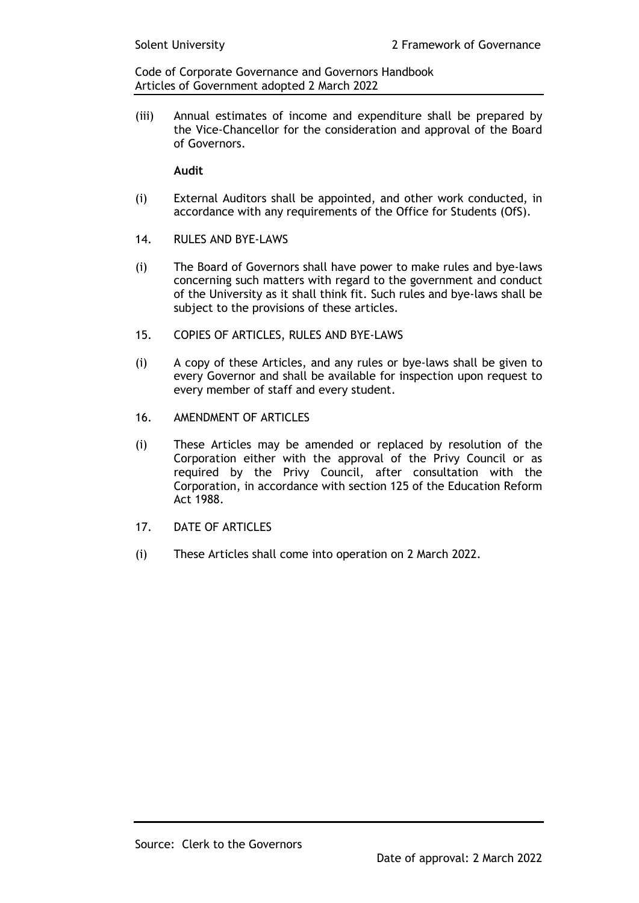(iii) Annual estimates of income and expenditure shall be prepared by the Vice-Chancellor for the consideration and approval of the Board of Governors.

**Audit**

(i) External Auditors shall be appointed, and other work conducted, in accordance with any requirements of the Office for Students (OfS).

14. RULES AND BYE-LAWS

(i) The Board of Governors shall have power to make rules and bye-laws concerning such matters with regard to the government and conduct of the University as it shall think fit. Such rules and bye-laws shall be subject to the provisions of these articles.

15. COPIES OF ARTICLES, RULES AND BYE-LAWS

(i) A copy of these Articles, and any rules or bye-laws shall be given to every Governor and shall be available for inspection upon request to every member of staff and every student.

16. AMENDMENT OF ARTICLES

(i) These Articles may be amended or replaced by resolution of the Corporation either with the approval of the Privy Council or as required by the Privy Council, after consultation with the Corporation, in accordance with section 125 of the Education Reform Act 1988.

17. DATE OF ARTICLES

(i) These Articles shall come into operation on 2 March 2022.